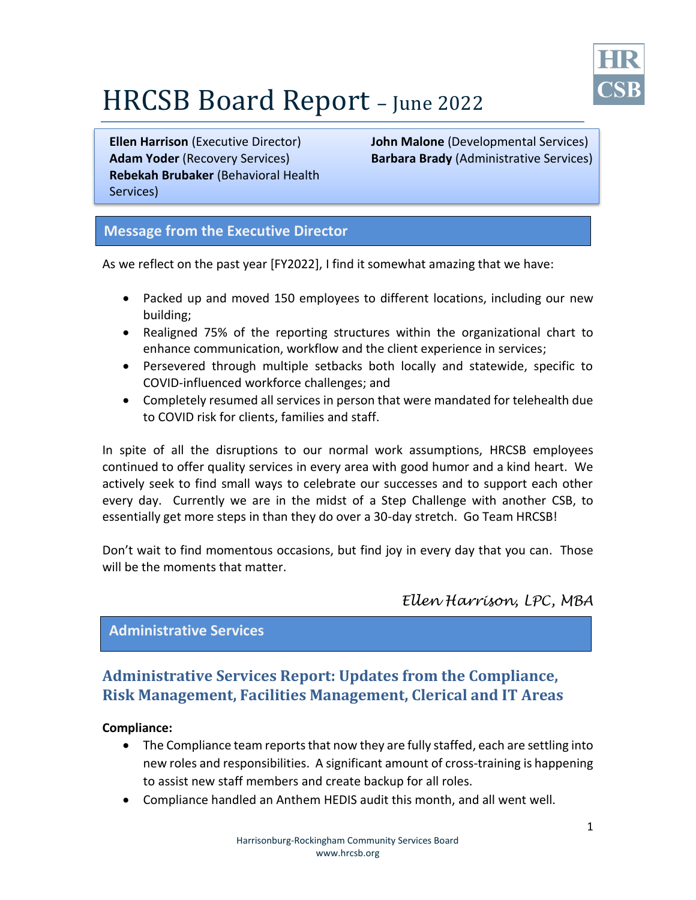# HRCSB Board Report – June 2022

**Ellen Harrison** (Executive Director)
**Adam Yoder** (Recovery Services)
**Rebekah Brubaker** (Behavioral Health Services)
**John Malone** (Developmental Services)
**Barbara Brady** (Administrative Services)

## Message from the Executive Director

As we reflect on the past year [FY2022], I find it somewhat amazing that we have:

- Packed up and moved 150 employees to different locations, including our new building;
- Realigned 75% of the reporting structures within the organizational chart to enhance communication, workflow and the client experience in services;
- Persevered through multiple setbacks both locally and statewide, specific to COVID-influenced workforce challenges; and
- Completely resumed all services in person that were mandated for telehealth due to COVID risk for clients, families and staff.

In spite of all the disruptions to our normal work assumptions, HRCSB employees continued to offer quality services in every area with good humor and a kind heart. We actively seek to find small ways to celebrate our successes and to support each other every day. Currently we are in the midst of a Step Challenge with another CSB, to essentially get more steps in than they do over a 30-day stretch. Go Team HRCSB!

Don't wait to find momentous occasions, but find joy in every day that you can. Those will be the moments that matter.

*Ellen Harrison, LPC, MBA*

## Administrative Services

### Administrative Services Report: Updates from the Compliance, Risk Management, Facilities Management, Clerical and IT Areas

**Compliance:**

- The Compliance team reports that now they are fully staffed, each are settling into new roles and responsibilities. A significant amount of cross-training is happening to assist new staff members and create backup for all roles.
- Compliance handled an Anthem HEDIS audit this month, and all went well.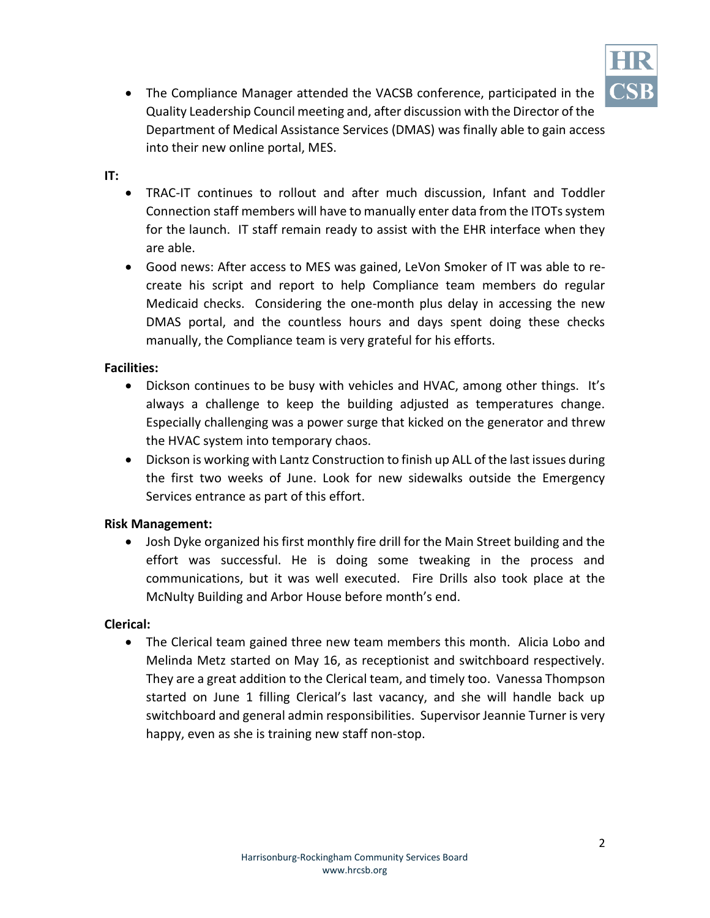- The Compliance Manager attended the VACSB conference, participated in the Quality Leadership Council meeting and, after discussion with the Director of the Department of Medical Assistance Services (DMAS) was finally able to gain access into their new online portal, MES.

**IT:**

- TRAC-IT continues to rollout and after much discussion, Infant and Toddler Connection staff members will have to manually enter data from the ITOTs system for the launch. IT staff remain ready to assist with the EHR interface when they are able.
- Good news: After access to MES was gained, LeVon Smoker of IT was able to re-create his script and report to help Compliance team members do regular Medicaid checks. Considering the one-month plus delay in accessing the new DMAS portal, and the countless hours and days spent doing these checks manually, the Compliance team is very grateful for his efforts.

**Facilities:**

- Dickson continues to be busy with vehicles and HVAC, among other things. It's always a challenge to keep the building adjusted as temperatures change. Especially challenging was a power surge that kicked on the generator and threw the HVAC system into temporary chaos.
- Dickson is working with Lantz Construction to finish up ALL of the last issues during the first two weeks of June. Look for new sidewalks outside the Emergency Services entrance as part of this effort.

**Risk Management:**

- Josh Dyke organized his first monthly fire drill for the Main Street building and the effort was successful. He is doing some tweaking in the process and communications, but it was well executed. Fire Drills also took place at the McNulty Building and Arbor House before month's end.

**Clerical:**

- The Clerical team gained three new team members this month. Alicia Lobo and Melinda Metz started on May 16, as receptionist and switchboard respectively. They are a great addition to the Clerical team, and timely too. Vanessa Thompson started on June 1 filling Clerical's last vacancy, and she will handle back up switchboard and general admin responsibilities. Supervisor Jeannie Turner is very happy, even as she is training new staff non-stop.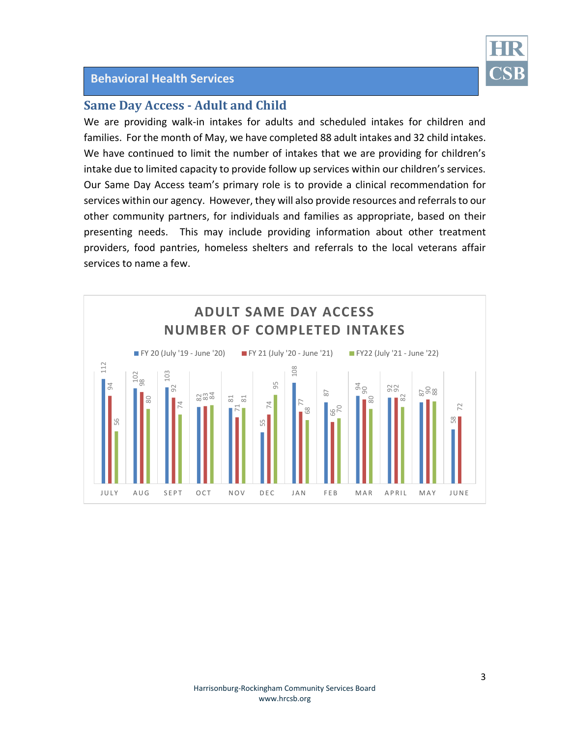## Behavioral Health Services

### Same Day Access - Adult and Child

We are providing walk-in intakes for adults and scheduled intakes for children and families. For the month of May, we have completed 88 adult intakes and 32 child intakes. We have continued to limit the number of intakes that we are providing for children's intake due to limited capacity to provide follow up services within our children's services. Our Same Day Access team's primary role is to provide a clinical recommendation for services within our agency. However, they will also provide resources and referrals to our other community partners, for individuals and families as appropriate, based on their presenting needs. This may include providing information about other treatment providers, food pantries, homeless shelters and referrals to the local veterans affair services to name a few.

**ADULT SAME DAY ACCESS NUMBER OF COMPLETED INTAKES**

| Month | FY 20 (July '19 - June '20) | FY 21 (July '20 - June '21) | FY22 (July '21 - June '22) |
|---|---|---|---|
| JULY | 112 | 94 | 56 |
| AUG | 102 | 98 | 80 |
| SEPT | 103 | 92 | 74 |
| OCT | 82 | 83 | 84 |
| NOV | 81 | 71 | 81 |
| DEC | 55 | 74 | 95 |
| JAN | 108 | 77 | 68 |
| FEB | 87 | 66 | 70 |
| MAR | 94 | 90 | 80 |
| APRIL | 92 | 92 | 82 |
| MAY | 87 | 90 | 88 |
| JUNE | 58 | 72 | |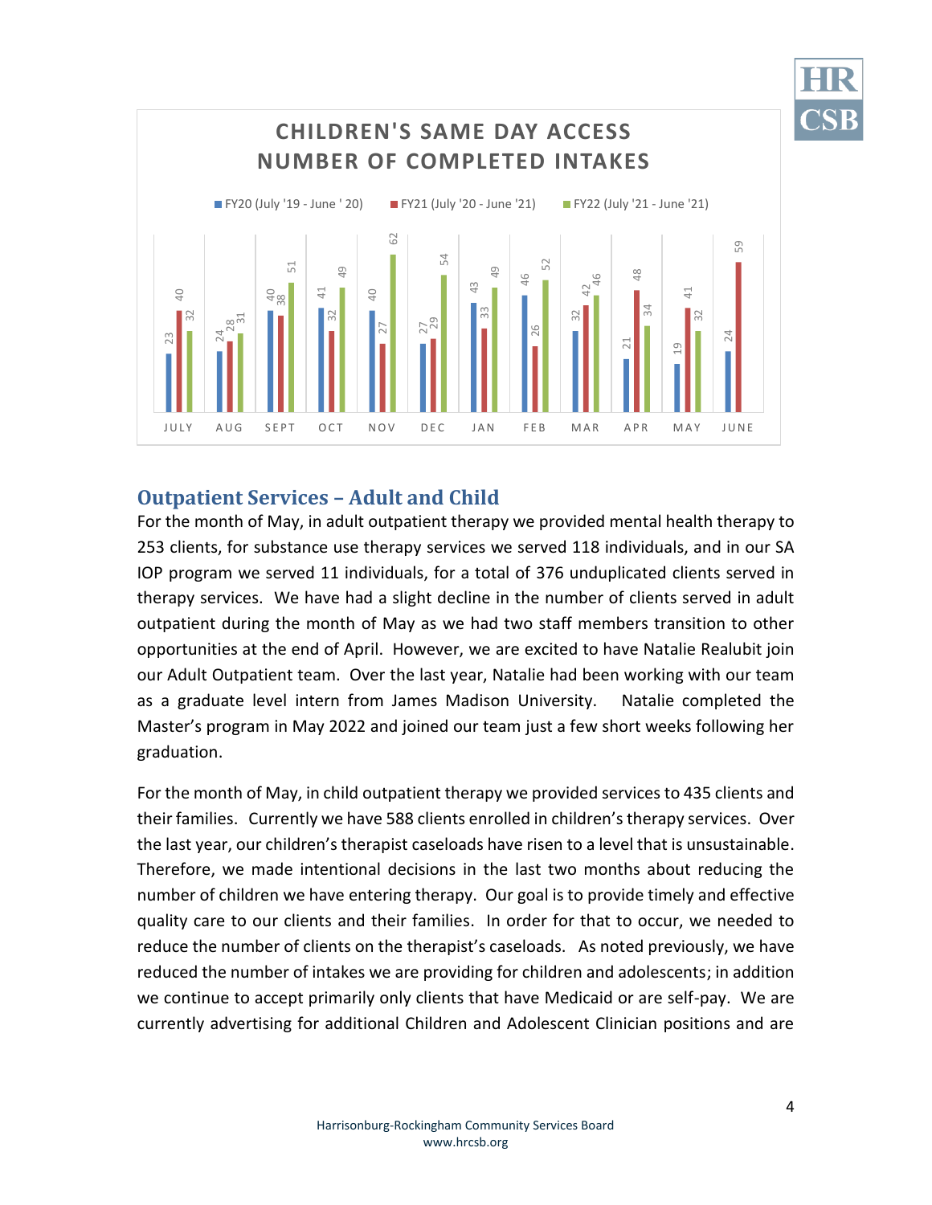**CHILDREN'S SAME DAY ACCESS NUMBER OF COMPLETED INTAKES**

| Month | FY20 (July '19 - June ' 20) | FY21 (July '20 - June '21) | FY22 (July '21 - June '21) |
|---|---|---|---|
| JULY | 23 | 40 | 32 |
| AUG | 24 | 28 | 31 |
| SEPT | 40 | 38 | 51 |
| OCT | 41 | 32 | 49 |
| NOV | 40 | 27 | 62 |
| DEC | 27 | 29 | 54 |
| JAN | 43 | 33 | 49 |
| FEB | 46 | 26 | 52 |
| MAR | 32 | 42 | 46 |
| APR | 21 | 48 | 34 |
| MAY | 19 | 41 | 32 |
| JUNE | 24 | 59 | |

## Outpatient Services – Adult and Child

For the month of May, in adult outpatient therapy we provided mental health therapy to 253 clients, for substance use therapy services we served 118 individuals, and in our SA IOP program we served 11 individuals, for a total of 376 unduplicated clients served in therapy services. We have had a slight decline in the number of clients served in adult outpatient during the month of May as we had two staff members transition to other opportunities at the end of April. However, we are excited to have Natalie Realubit join our Adult Outpatient team. Over the last year, Natalie had been working with our team as a graduate level intern from James Madison University. Natalie completed the Master's program in May 2022 and joined our team just a few short weeks following her graduation.

For the month of May, in child outpatient therapy we provided services to 435 clients and their families. Currently we have 588 clients enrolled in children's therapy services. Over the last year, our children's therapist caseloads have risen to a level that is unsustainable. Therefore, we made intentional decisions in the last two months about reducing the number of children we have entering therapy. Our goal is to provide timely and effective quality care to our clients and their families. In order for that to occur, we needed to reduce the number of clients on the therapist's caseloads. As noted previously, we have reduced the number of intakes we are providing for children and adolescents; in addition we continue to accept primarily only clients that have Medicaid or are self-pay. We are currently advertising for additional Children and Adolescent Clinician positions and are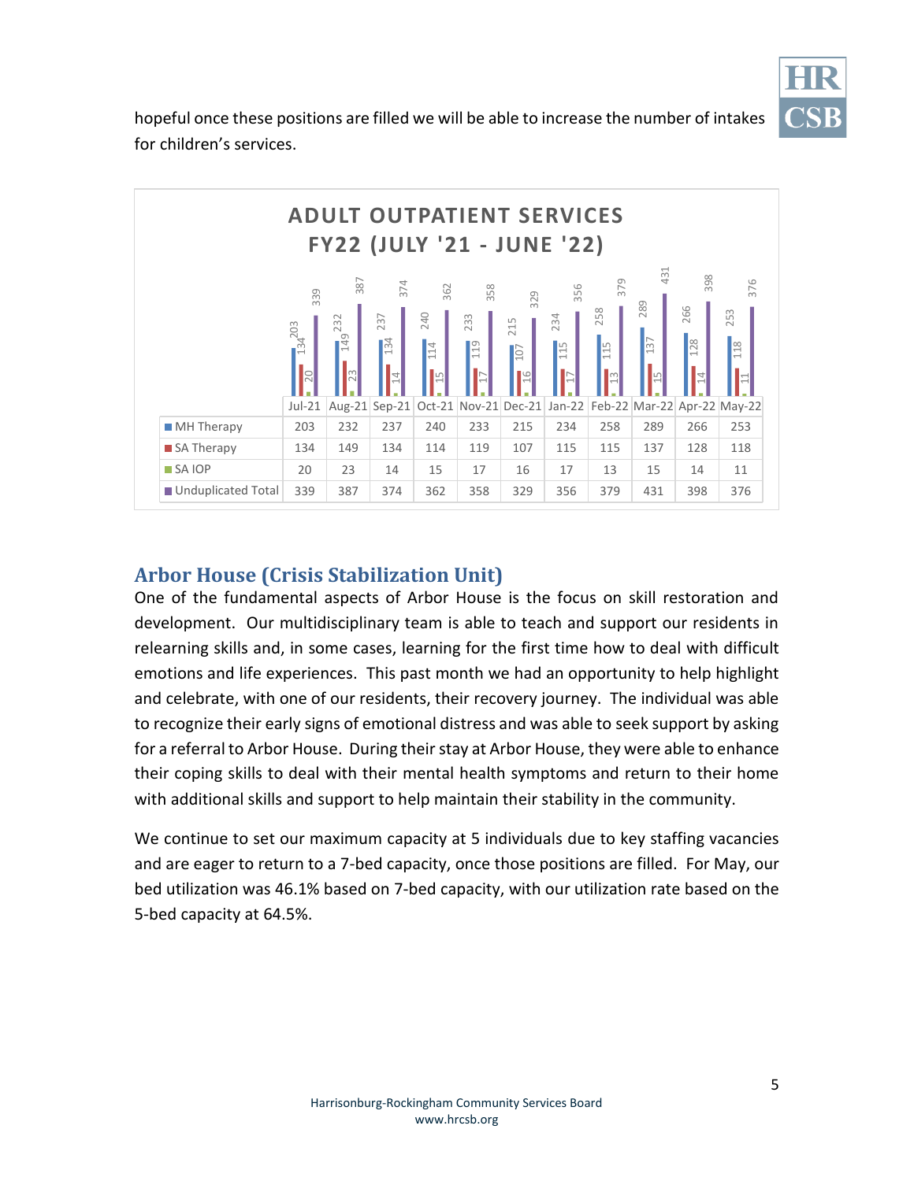hopeful once these positions are filled we will be able to increase the number of intakes for children's services.

**ADULT OUTPATIENT SERVICES FY22 (JULY '21 - JUNE '22)**

| | Jul-21 | Aug-21 | Sep-21 | Oct-21 | Nov-21 | Dec-21 | Jan-22 | Feb-22 | Mar-22 | Apr-22 | May-22 |
|---|---|---|---|---|---|---|---|---|---|---|---|
| MH Therapy | 203 | 232 | 237 | 240 | 233 | 215 | 234 | 258 | 289 | 266 | 253 |
| SA Therapy | 134 | 149 | 134 | 114 | 119 | 107 | 115 | 115 | 137 | 128 | 118 |
| SA IOP | 20 | 23 | 14 | 15 | 17 | 16 | 17 | 13 | 15 | 14 | 11 |
| Unduplicated Total | 339 | 387 | 374 | 362 | 358 | 329 | 356 | 379 | 431 | 398 | 376 |

## Arbor House (Crisis Stabilization Unit)

One of the fundamental aspects of Arbor House is the focus on skill restoration and development. Our multidisciplinary team is able to teach and support our residents in relearning skills and, in some cases, learning for the first time how to deal with difficult emotions and life experiences. This past month we had an opportunity to help highlight and celebrate, with one of our residents, their recovery journey. The individual was able to recognize their early signs of emotional distress and was able to seek support by asking for a referral to Arbor House. During their stay at Arbor House, they were able to enhance their coping skills to deal with their mental health symptoms and return to their home with additional skills and support to help maintain their stability in the community.

We continue to set our maximum capacity at 5 individuals due to key staffing vacancies and are eager to return to a 7-bed capacity, once those positions are filled. For May, our bed utilization was 46.1% based on 7-bed capacity, with our utilization rate based on the 5-bed capacity at 64.5%.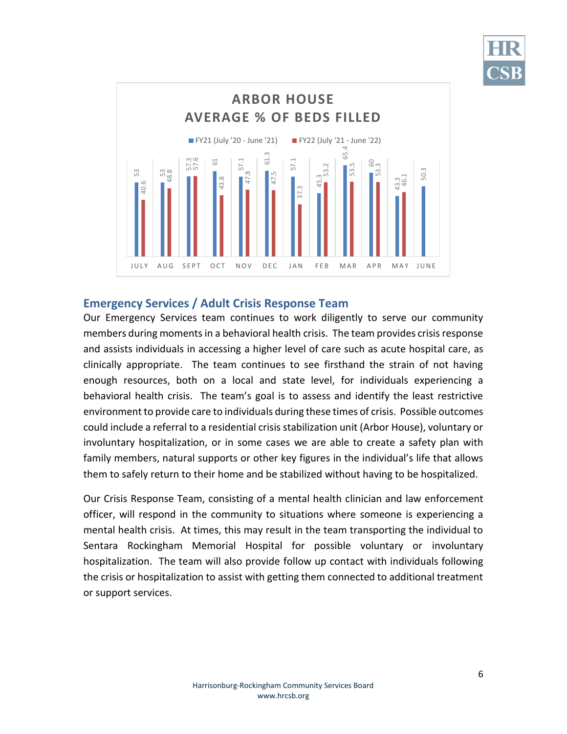## ARBOR HOUSE AVERAGE % OF BEDS FILLED

| Month | FY21 (July '20 - June '21) | FY22 (July '21 - June '22) |
|---|---|---|
| JULY | 53 | 40.6 |
| AUG | 53 | 48.8 |
| SEPT | 57.3 | 57.6 |
| OCT | 61 | 43.8 |
| NOV | 57.1 | 47.8 |
| DEC | 61.3 | 47.5 |
| JAN | 57.1 | 37.3 |
| FEB | 45.3 | 53.2 |
| MAR | 65.4 | 53.5 |
| APR | 60 | 53.3 |
| MAY | 43.3 | 46.1 |
| JUNE | 50.3 | |

## Emergency Services / Adult Crisis Response Team

Our Emergency Services team continues to work diligently to serve our community members during moments in a behavioral health crisis. The team provides crisis response and assists individuals in accessing a higher level of care such as acute hospital care, as clinically appropriate. The team continues to see firsthand the strain of not having enough resources, both on a local and state level, for individuals experiencing a behavioral health crisis. The team's goal is to assess and identify the least restrictive environment to provide care to individuals during these times of crisis. Possible outcomes could include a referral to a residential crisis stabilization unit (Arbor House), voluntary or involuntary hospitalization, or in some cases we are able to create a safety plan with family members, natural supports or other key figures in the individual's life that allows them to safely return to their home and be stabilized without having to be hospitalized.

Our Crisis Response Team, consisting of a mental health clinician and law enforcement officer, will respond in the community to situations where someone is experiencing a mental health crisis. At times, this may result in the team transporting the individual to Sentara Rockingham Memorial Hospital for possible voluntary or involuntary hospitalization. The team will also provide follow up contact with individuals following the crisis or hospitalization to assist with getting them connected to additional treatment or support services.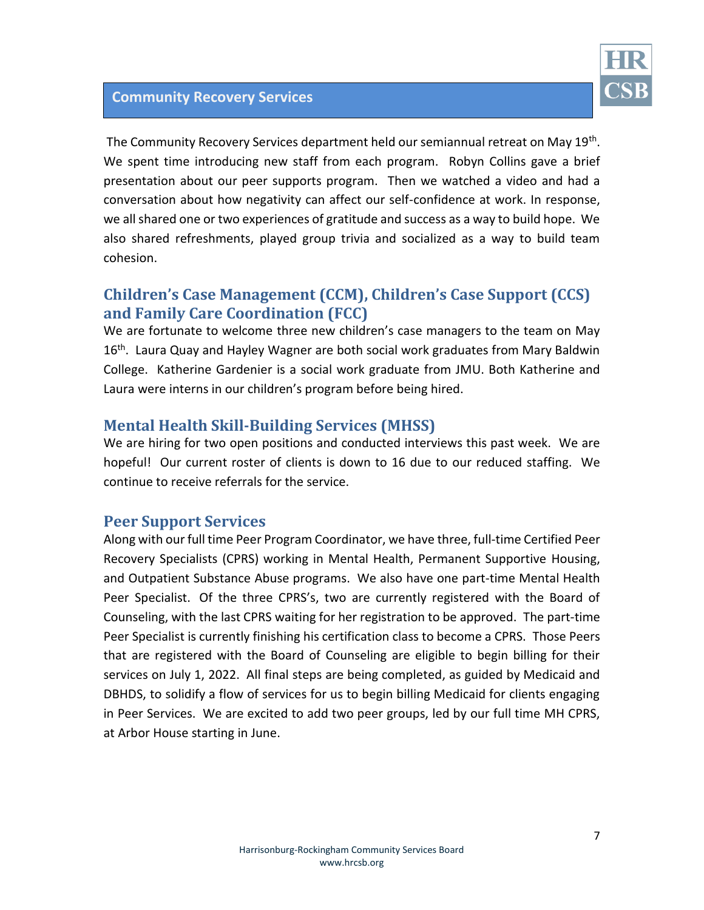## Community Recovery Services

The Community Recovery Services department held our semiannual retreat on May 19th. We spent time introducing new staff from each program. Robyn Collins gave a brief presentation about our peer supports program. Then we watched a video and had a conversation about how negativity can affect our self-confidence at work. In response, we all shared one or two experiences of gratitude and success as a way to build hope. We also shared refreshments, played group trivia and socialized as a way to build team cohesion.

### Children's Case Management (CCM), Children's Case Support (CCS) and Family Care Coordination (FCC)

We are fortunate to welcome three new children's case managers to the team on May 16th. Laura Quay and Hayley Wagner are both social work graduates from Mary Baldwin College. Katherine Gardenier is a social work graduate from JMU. Both Katherine and Laura were interns in our children's program before being hired.

### Mental Health Skill-Building Services (MHSS)

We are hiring for two open positions and conducted interviews this past week. We are hopeful! Our current roster of clients is down to 16 due to our reduced staffing. We continue to receive referrals for the service.

### Peer Support Services

Along with our full time Peer Program Coordinator, we have three, full-time Certified Peer Recovery Specialists (CPRS) working in Mental Health, Permanent Supportive Housing, and Outpatient Substance Abuse programs. We also have one part-time Mental Health Peer Specialist. Of the three CPRS's, two are currently registered with the Board of Counseling, with the last CPRS waiting for her registration to be approved. The part-time Peer Specialist is currently finishing his certification class to become a CPRS. Those Peers that are registered with the Board of Counseling are eligible to begin billing for their services on July 1, 2022. All final steps are being completed, as guided by Medicaid and DBHDS, to solidify a flow of services for us to begin billing Medicaid for clients engaging in Peer Services. We are excited to add two peer groups, led by our full time MH CPRS, at Arbor House starting in June.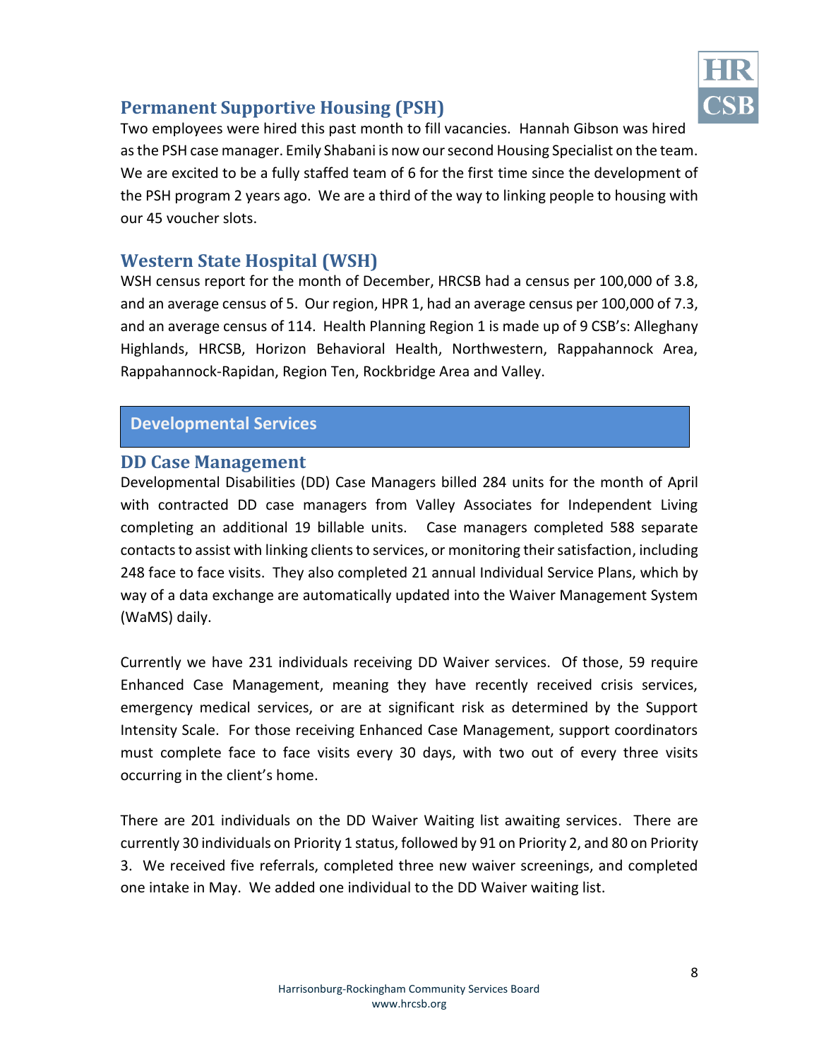## Permanent Supportive Housing (PSH)

Two employees were hired this past month to fill vacancies. Hannah Gibson was hired as the PSH case manager. Emily Shabani is now our second Housing Specialist on the team. We are excited to be a fully staffed team of 6 for the first time since the development of the PSH program 2 years ago. We are a third of the way to linking people to housing with our 45 voucher slots.

## Western State Hospital (WSH)

WSH census report for the month of December, HRCSB had a census per 100,000 of 3.8, and an average census of 5. Our region, HPR 1, had an average census per 100,000 of 7.3, and an average census of 114. Health Planning Region 1 is made up of 9 CSB's: Alleghany Highlands, HRCSB, Horizon Behavioral Health, Northwestern, Rappahannock Area, Rappahannock-Rapidan, Region Ten, Rockbridge Area and Valley.

# Developmental Services

## DD Case Management

Developmental Disabilities (DD) Case Managers billed 284 units for the month of April with contracted DD case managers from Valley Associates for Independent Living completing an additional 19 billable units. Case managers completed 588 separate contacts to assist with linking clients to services, or monitoring their satisfaction, including 248 face to face visits. They also completed 21 annual Individual Service Plans, which by way of a data exchange are automatically updated into the Waiver Management System (WaMS) daily.

Currently we have 231 individuals receiving DD Waiver services. Of those, 59 require Enhanced Case Management, meaning they have recently received crisis services, emergency medical services, or are at significant risk as determined by the Support Intensity Scale. For those receiving Enhanced Case Management, support coordinators must complete face to face visits every 30 days, with two out of every three visits occurring in the client's home.

There are 201 individuals on the DD Waiver Waiting list awaiting services. There are currently 30 individuals on Priority 1 status, followed by 91 on Priority 2, and 80 on Priority 3. We received five referrals, completed three new waiver screenings, and completed one intake in May. We added one individual to the DD Waiver waiting list.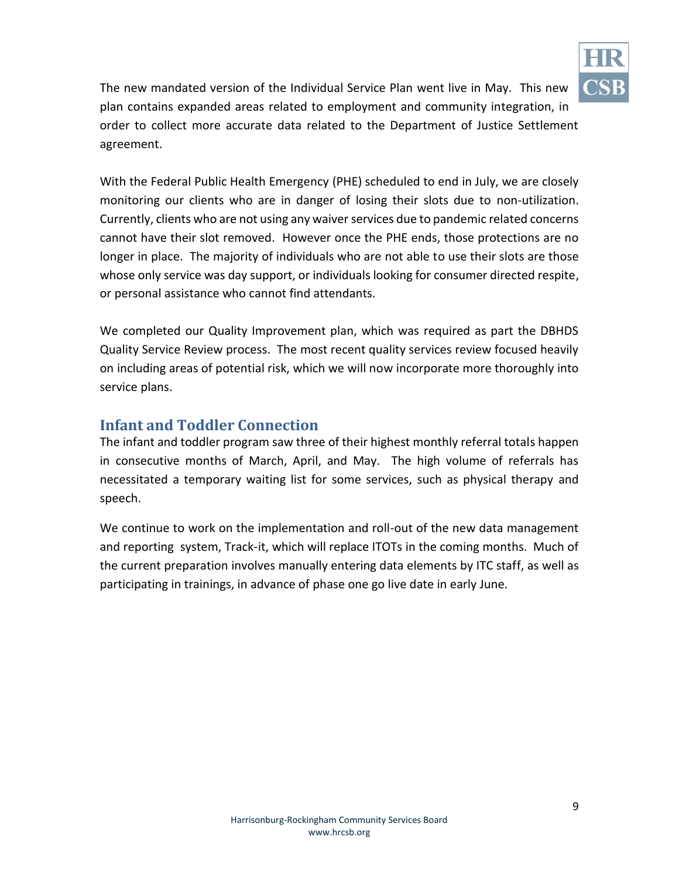The new mandated version of the Individual Service Plan went live in May. This new plan contains expanded areas related to employment and community integration, in order to collect more accurate data related to the Department of Justice Settlement agreement.

With the Federal Public Health Emergency (PHE) scheduled to end in July, we are closely monitoring our clients who are in danger of losing their slots due to non-utilization. Currently, clients who are not using any waiver services due to pandemic related concerns cannot have their slot removed. However once the PHE ends, those protections are no longer in place. The majority of individuals who are not able to use their slots are those whose only service was day support, or individuals looking for consumer directed respite, or personal assistance who cannot find attendants.

We completed our Quality Improvement plan, which was required as part the DBHDS Quality Service Review process. The most recent quality services review focused heavily on including areas of potential risk, which we will now incorporate more thoroughly into service plans.

## Infant and Toddler Connection

The infant and toddler program saw three of their highest monthly referral totals happen in consecutive months of March, April, and May. The high volume of referrals has necessitated a temporary waiting list for some services, such as physical therapy and speech.

We continue to work on the implementation and roll-out of the new data management and reporting system, Track-it, which will replace ITOTs in the coming months. Much of the current preparation involves manually entering data elements by ITC staff, as well as participating in trainings, in advance of phase one go live date in early June.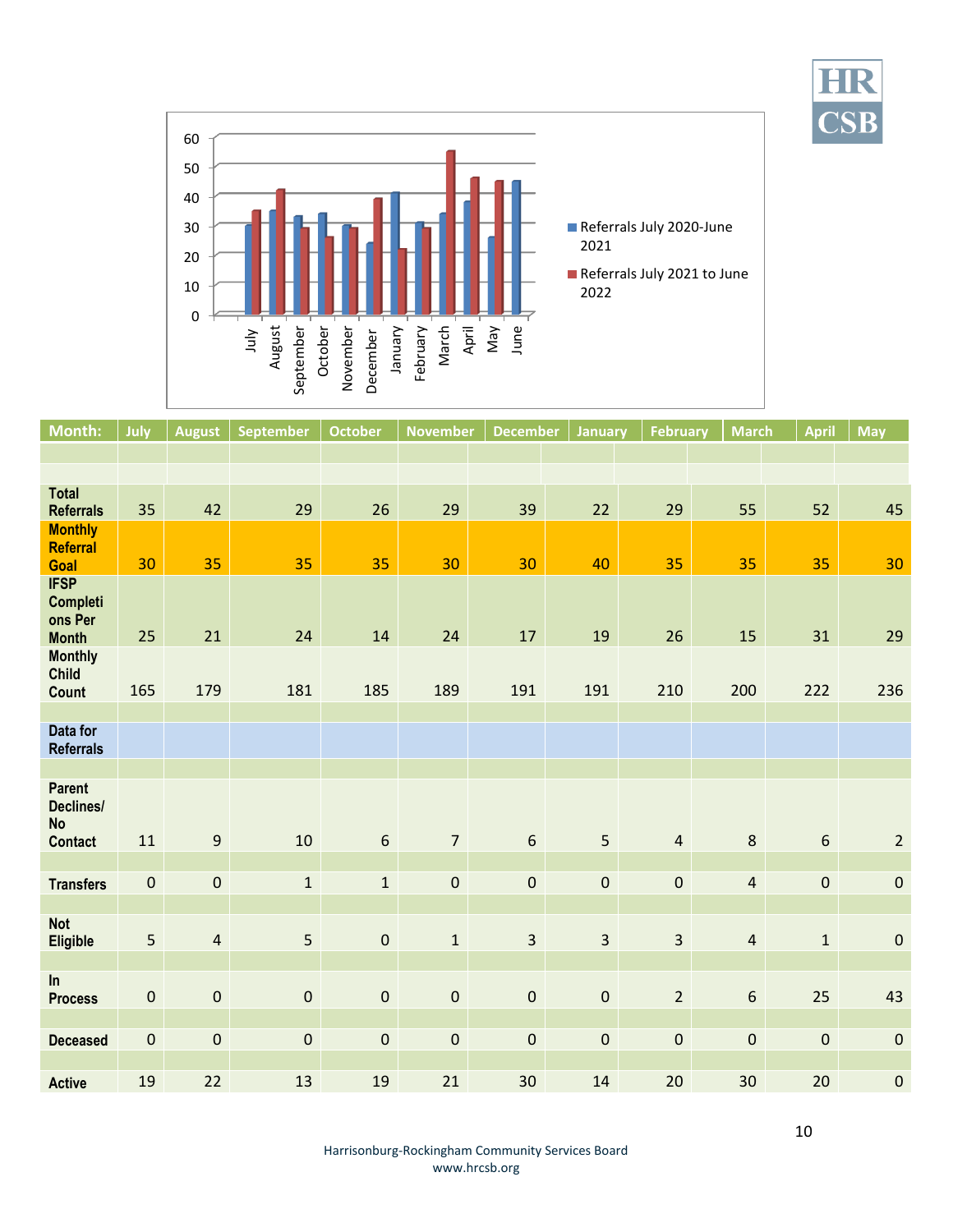| Month: | July | August | September | October | November | December | January | February | March | April | May |
|---|---|---|---|---|---|---|---|---|---|---|---|
| | | | | | | | | | | | |
| | | | | | | | | | | | |
| **Total Referrals** | 35 | 42 | 29 | 26 | 29 | 39 | 22 | 29 | 55 | 52 | 45 |
| **Monthly Referral Goal** | 30 | 35 | 35 | 35 | 30 | 30 | 40 | 35 | 35 | 35 | 30 |
| **IFSP Completions Per Month** | 25 | 21 | 24 | 14 | 24 | 17 | 19 | 26 | 15 | 31 | 29 |
| **Monthly Child Count** | 165 | 179 | 181 | 185 | 189 | 191 | 191 | 210 | 200 | 222 | 236 |
| | | | | | | | | | | | |
| **Data for Referrals** | | | | | | | | | | | |
| | | | | | | | | | | | |
| **Parent Declines/ No Contact** | 11 | 9 | 10 | 6 | 7 | 6 | 5 | 4 | 8 | 6 | 2 |
| | | | | | | | | | | | |
| **Transfers** | 0 | 0 | 1 | 1 | 0 | 0 | 0 | 0 | 4 | 0 | 0 |
| | | | | | | | | | | | |
| **Not Eligible** | 5 | 4 | 5 | 0 | 1 | 3 | 3 | 3 | 4 | 1 | 0 |
| | | | | | | | | | | | |
| **In Process** | 0 | 0 | 0 | 0 | 0 | 0 | 0 | 2 | 6 | 25 | 43 |
| | | | | | | | | | | | |
| **Deceased** | 0 | 0 | 0 | 0 | 0 | 0 | 0 | 0 | 0 | 0 | 0 |
| | | | | | | | | | | | |
| **Active** | 19 | 22 | 13 | 19 | 21 | 30 | 14 | 20 | 30 | 20 | 0 |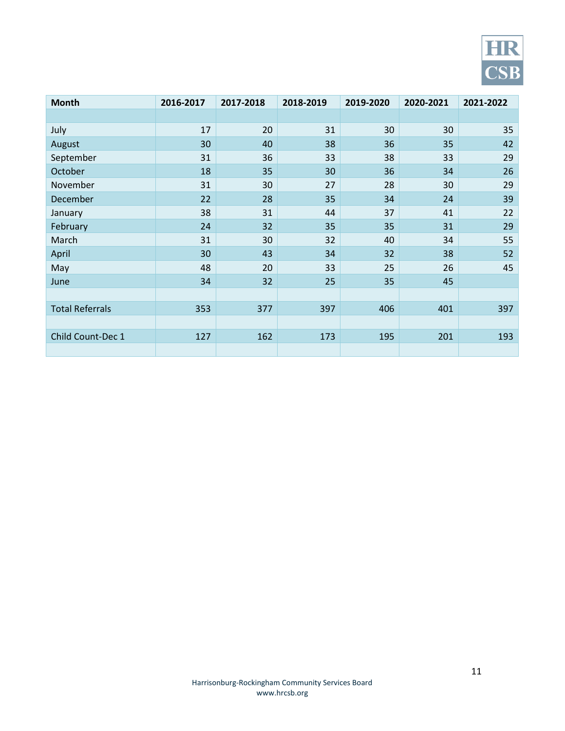| Month | 2016-2017 | 2017-2018 | 2018-2019 | 2019-2020 | 2020-2021 | 2021-2022 |
|---|---|---|---|---|---|---|
| | | | | | | |
| July | 17 | 20 | 31 | 30 | 30 | 35 |
| August | 30 | 40 | 38 | 36 | 35 | 42 |
| September | 31 | 36 | 33 | 38 | 33 | 29 |
| October | 18 | 35 | 30 | 36 | 34 | 26 |
| November | 31 | 30 | 27 | 28 | 30 | 29 |
| December | 22 | 28 | 35 | 34 | 24 | 39 |
| January | 38 | 31 | 44 | 37 | 41 | 22 |
| February | 24 | 32 | 35 | 35 | 31 | 29 |
| March | 31 | 30 | 32 | 40 | 34 | 55 |
| April | 30 | 43 | 34 | 32 | 38 | 52 |
| May | 48 | 20 | 33 | 25 | 26 | 45 |
| June | 34 | 32 | 25 | 35 | 45 | |
| | | | | | | |
| Total Referrals | 353 | 377 | 397 | 406 | 401 | 397 |
| | | | | | | |
| Child Count-Dec 1 | 127 | 162 | 173 | 195 | 201 | 193 |
| | | | | | | |